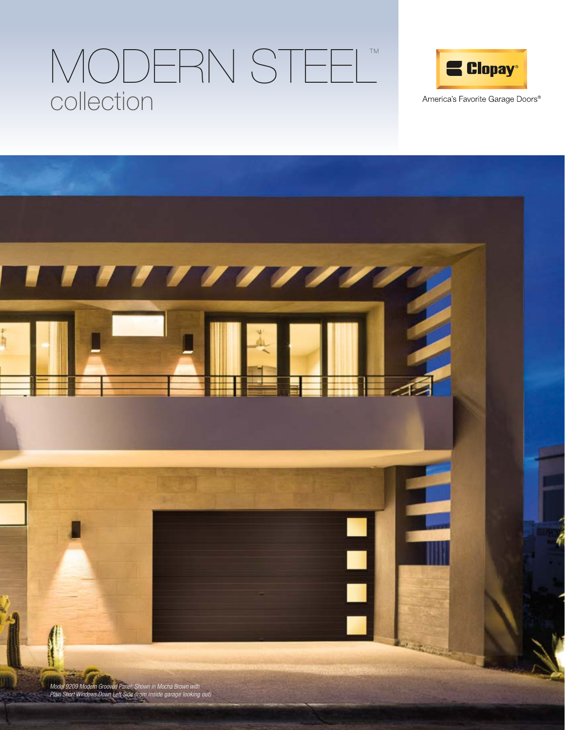# MODERN STEEL™ collection

Clopay®

America's Favorite Garage Doors®

*Model 9209 Modern Grooved Panel; Shown in Mocha Brown with Plain Short Windows Down Left Side (from inside garage looking out)*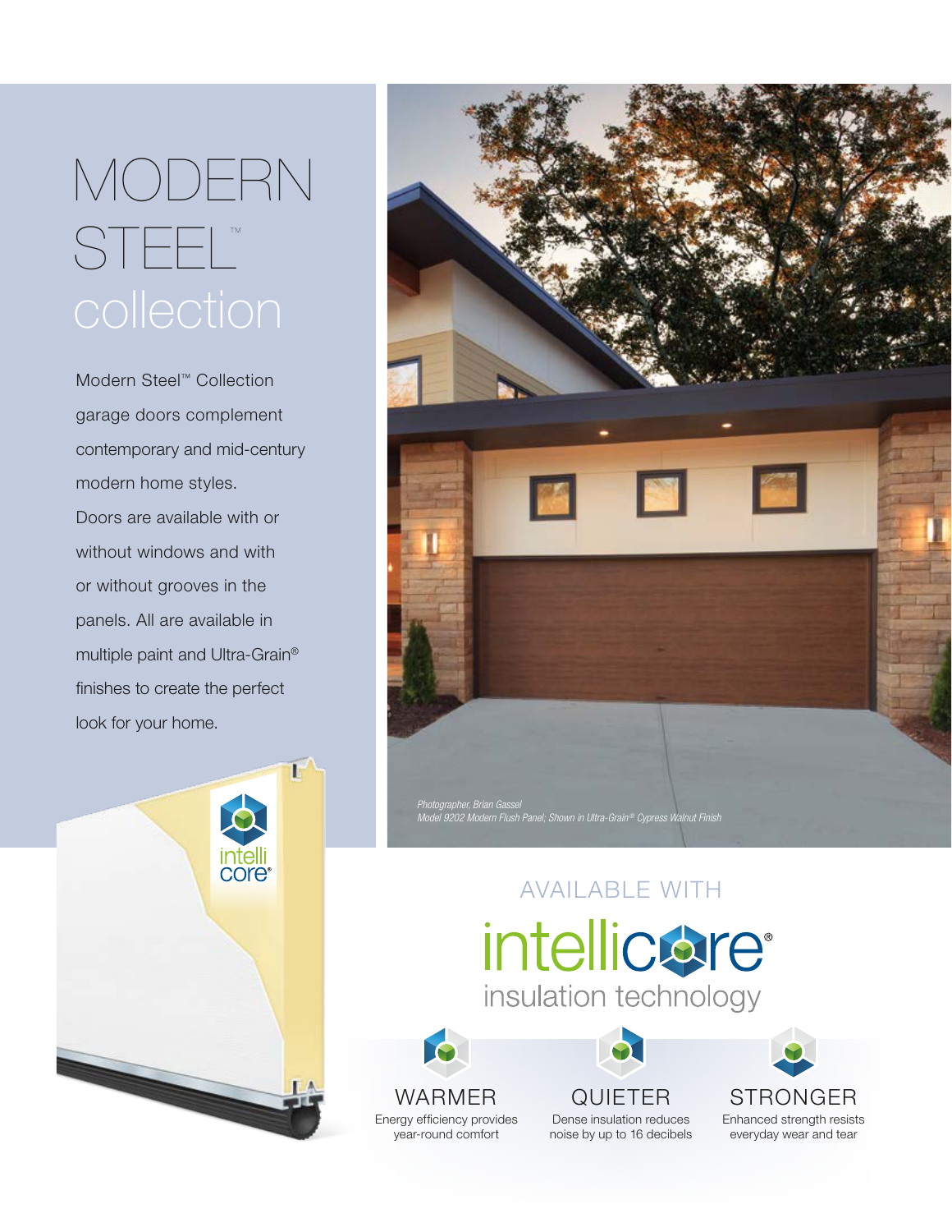# MODERN STEEL™ collection

Modern Steel™ Collection garage doors complement contemporary and mid-century modern home styles. Doors are available with or without windows and with or without grooves in the panels. All are available in multiple paint and Ultra-Grain® finishes to create the perfect look for your home.

*Photographer, Brian Gassel*
*Model 9202 Modern Flush Panel; Shown in Ultra-Grain® Cypress Walnut Finish*

## AVAILABLE WITH intellicore® insulation technology

**WARMER**
Energy efficiency provides year-round comfort

**QUIETER**
Dense insulation reduces noise by up to 16 decibels

**STRONGER**
Enhanced strength resists everyday wear and tear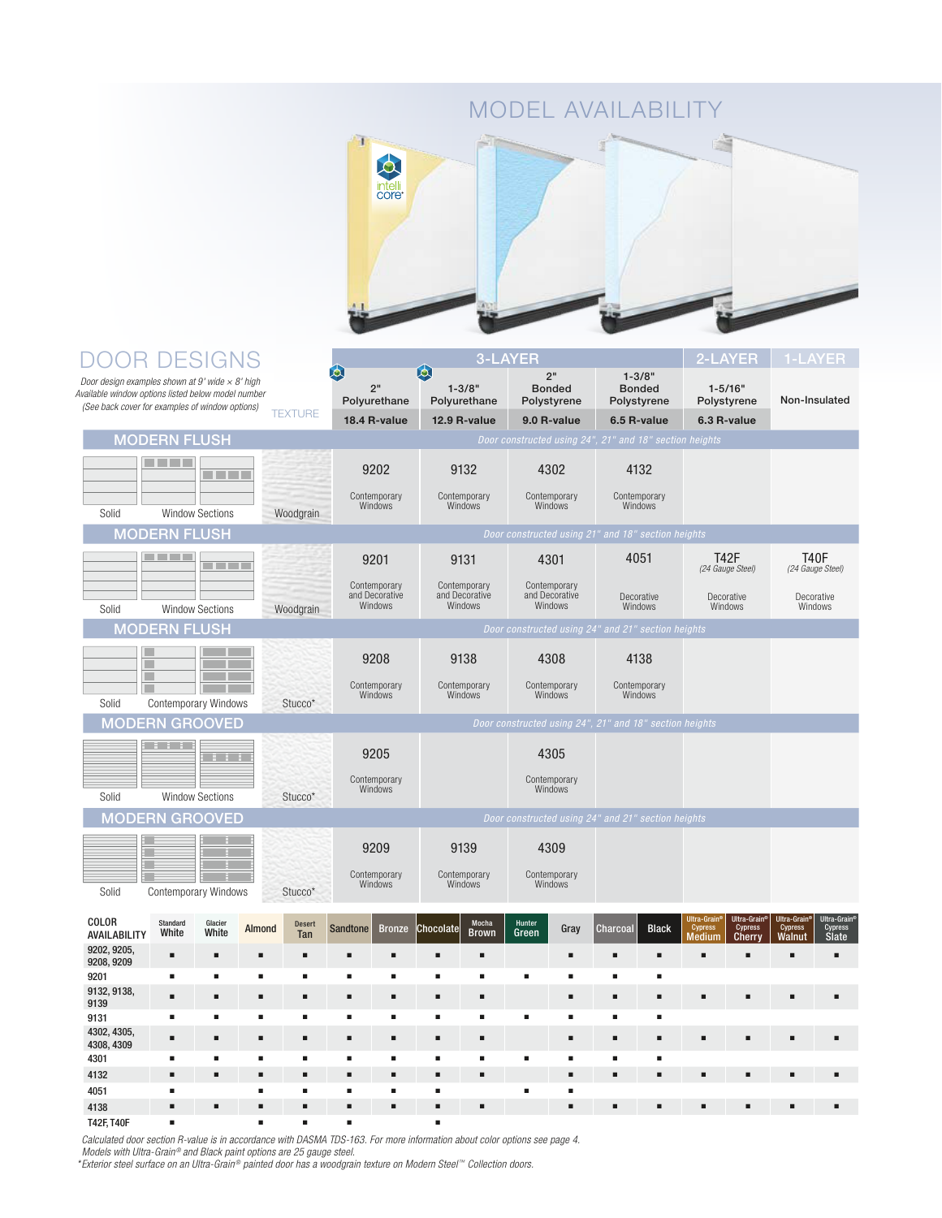# MODEL AVAILABILITY

## DOOR DESIGNS

*Door design examples shown at 9' wide × 8' high*
*Available window options listed below model number*
*(See back cover for examples of window options)*

| Door Design | Texture | 3-LAYER: 2" Polyurethane (18.4 R-value) | 3-LAYER: 1-3/8" Polyurethane (12.9 R-value) | 3-LAYER: 2" Bonded Polystyrene (9.0 R-value) | 3-LAYER: 1-3/8" Bonded Polystyrene (6.5 R-value) | 2-LAYER: 1-5/16" Polystyrene (6.3 R-value) | 1-LAYER: Non-Insulated |
|---|---|---|---|---|---|---|---|
| **MODERN FLUSH** — *Door constructed using 24", 21" and 18" section heights* | | | | | | | |
| Solid, Window Sections | Woodgrain | 9202 Contemporary Windows | 9132 Contemporary Windows | 4302 Contemporary Windows | 4132 Contemporary Windows | | |
| **MODERN FLUSH** — *Door constructed using 21" and 18" section heights* | | | | | | | |
| Solid, Window Sections | Woodgrain | 9201 Contemporary and Decorative Windows | 9131 Contemporary and Decorative Windows | 4301 Contemporary and Decorative Windows | 4051 Decorative Windows | T42F (24 Gauge Steel) Decorative Windows | T40F (24 Gauge Steel) Decorative Windows |
| **MODERN FLUSH** — *Door constructed using 24" and 21" section heights* | | | | | | | |
| Solid, Contemporary Windows | Stucco* | 9208 Contemporary Windows | 9138 Contemporary Windows | 4308 Contemporary Windows | 4138 Contemporary Windows | | |
| **MODERN GROOVED** — *Door constructed using 24", 21" and 18" section heights* | | | | | | | |
| Solid, Window Sections | Stucco* | 9205 Contemporary Windows | | 4305 Contemporary Windows | | | |
| **MODERN GROOVED** — *Door constructed using 24" and 21" section heights* | | | | | | | |
| Solid, Contemporary Windows | Stucco* | 9209 Contemporary Windows | 9139 Contemporary Windows | 4309 Contemporary Windows | | | |

| COLOR AVAILABILITY | Standard White | Glacier White | Almond | Desert Tan | Sandtone | Bronze | Chocolate | Mocha Brown | Hunter Green | Gray | Charcoal | Black | Ultra-Grain® Cypress Medium | Ultra-Grain® Cypress Cherry | Ultra-Grain® Cypress Walnut | Ultra-Grain® Cypress Slate |
|---|---|---|---|---|---|---|---|---|---|---|---|---|---|---|---|---|
| 9202, 9205, 9208, 9209 | ■ | ■ | ■ | ■ | ■ | ■ | ■ | ■ | | ■ | ■ | ■ | ■ | ■ | ■ | ■ |
| 9201 | ■ | ■ | ■ | ■ | ■ | ■ | ■ | ■ | ■ | ■ | ■ | ■ | | | | |
| 9132, 9138, 9139 | ■ | ■ | ■ | ■ | ■ | ■ | ■ | ■ | | ■ | ■ | ■ | ■ | ■ | ■ | ■ |
| 9131 | ■ | ■ | ■ | ■ | ■ | ■ | ■ | ■ | ■ | ■ | ■ | ■ | | | | |
| 4302, 4305, 4308, 4309 | ■ | ■ | ■ | ■ | ■ | ■ | ■ | ■ | | ■ | ■ | ■ | ■ | ■ | ■ | ■ |
| 4301 | ■ | ■ | ■ | ■ | ■ | ■ | ■ | ■ | ■ | ■ | ■ | ■ | | | | |
| 4132 | ■ | ■ | ■ | ■ | ■ | ■ | ■ | ■ | | ■ | ■ | ■ | ■ | ■ | ■ | ■ |
| 4051 | ■ | | ■ | ■ | ■ | ■ | ■ | | ■ | ■ | | | | | | |
| 4138 | ■ | ■ | ■ | ■ | ■ | ■ | ■ | ■ | | ■ | ■ | ■ | ■ | ■ | ■ | ■ |
| T42F, T40F | ■ | | ■ | ■ | ■ | | ■ | | | | | | | | | |

*Calculated door section R-value is in accordance with DASMA TDS-163. For more information about color options see page 4.*
*Models with Ultra-Grain® and Black paint options are 25 gauge steel.*
**Exterior steel surface on an Ultra-Grain® painted door has a woodgrain texture on Modern Steel™ Collection doors.*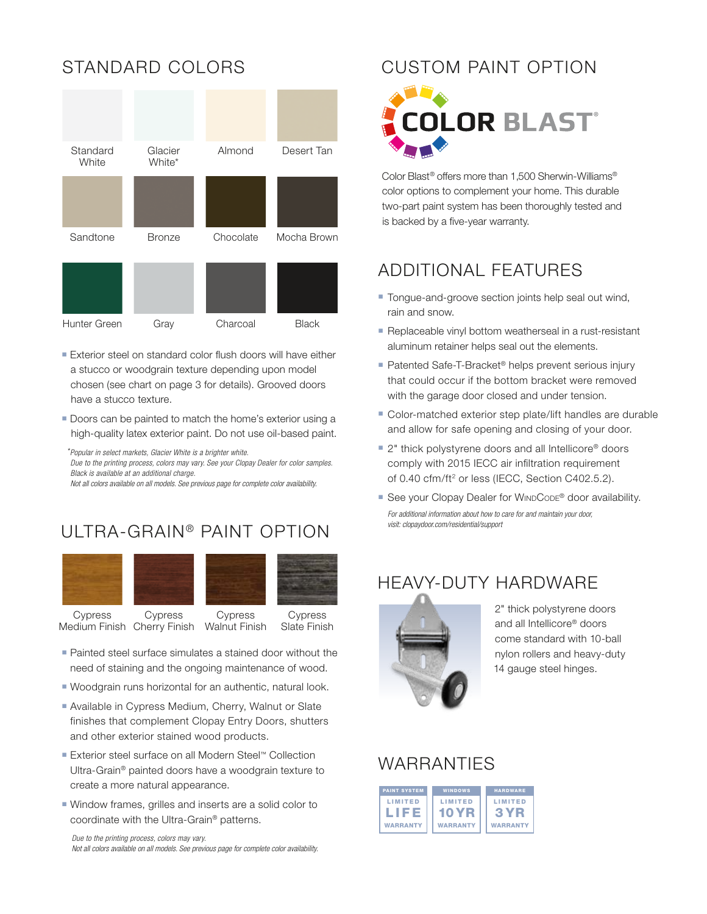## STANDARD COLORS

Standard White · Glacier White* · Almond · Desert Tan

Sandtone · Bronze · Chocolate · Mocha Brown

Hunter Green · Gray · Charcoal · Black

- Exterior steel on standard color flush doors will have either a stucco or woodgrain texture depending upon model chosen (see chart on page 3 for details). Grooved doors have a stucco texture.
- Doors can be painted to match the home's exterior using a high-quality latex exterior paint. Do not use oil-based paint.

*\*Popular in select markets, Glacier White is a brighter white.*
*Due to the printing process, colors may vary. See your Clopay Dealer for color samples.*
*Black is available at an additional charge.*
*Not all colors available on all models. See previous page for complete color availability.*

## ULTRA-GRAIN® PAINT OPTION

Cypress Medium Finish · Cypress Cherry Finish · Cypress Walnut Finish · Cypress Slate Finish

- Painted steel surface simulates a stained door without the need of staining and the ongoing maintenance of wood.
- Woodgrain runs horizontal for an authentic, natural look.
- Available in Cypress Medium, Cherry, Walnut or Slate finishes that complement Clopay Entry Doors, shutters and other exterior stained wood products.
- Exterior steel surface on all Modern Steel™ Collection Ultra-Grain® painted doors have a woodgrain texture to create a more natural appearance.
- Window frames, grilles and inserts are a solid color to coordinate with the Ultra-Grain® patterns.

*Due to the printing process, colors may vary.*
*Not all colors available on all models. See previous page for complete color availability.*

## CUSTOM PAINT OPTION

COLOR BLAST®

Color Blast® offers more than 1,500 Sherwin-Williams® color options to complement your home. This durable two-part paint system has been thoroughly tested and is backed by a five-year warranty.

## ADDITIONAL FEATURES

- Tongue-and-groove section joints help seal out wind, rain and snow.
- Replaceable vinyl bottom weatherseal in a rust-resistant aluminum retainer helps seal out the elements.
- Patented Safe-T-Bracket® helps prevent serious injury that could occur if the bottom bracket were removed with the garage door closed and under tension.
- Color-matched exterior step plate/lift handles are durable and allow for safe opening and closing of your door.
- 2" thick polystyrene doors and all Intellicore® doors comply with 2015 IECC air infiltration requirement of 0.40 cfm/ft$^2$ or less (IECC, Section C402.5.2).
- See your Clopay Dealer for WindCode® door availability.

*For additional information about how to care for and maintain your door, visit: clopaydoor.com/residential/support*

## HEAVY-DUTY HARDWARE

2" thick polystyrene doors and all Intellicore® doors come standard with 10-ball nylon rollers and heavy-duty 14 gauge steel hinges.

## WARRANTIES

| PAINT SYSTEM | WINDOWS | HARDWARE |
|---|---|---|
| LIMITED LIFE WARRANTY | LIMITED 10 YR WARRANTY | LIMITED 3 YR WARRANTY |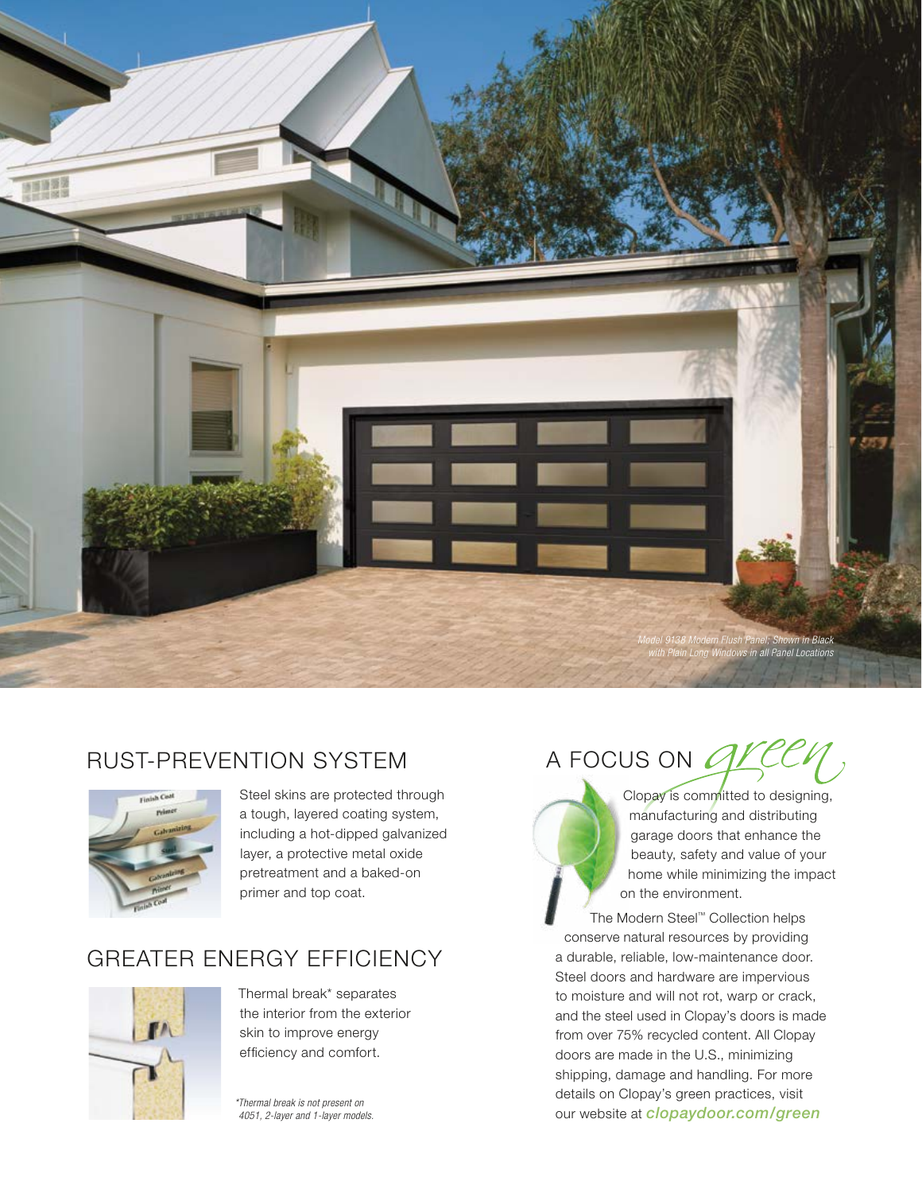*Model 9138 Modern Flush Panel; Shown in Black with Plain Long Windows in all Panel Locations*

## RUST-PREVENTION SYSTEM

Steel skins are protected through a tough, layered coating system, including a hot-dipped galvanized layer, a protective metal oxide pretreatment and a baked-on primer and top coat.

## GREATER ENERGY EFFICIENCY

Thermal break* separates the interior from the exterior skin to improve energy efficiency and comfort.

*Thermal break is not present on 4051, 2-layer and 1-layer models.*

## A FOCUS ON *green*

Clopay is committed to designing, manufacturing and distributing garage doors that enhance the beauty, safety and value of your home while minimizing the impact on the environment.

The Modern Steel™ Collection helps conserve natural resources by providing a durable, reliable, low-maintenance door. Steel doors and hardware are impervious to moisture and will not rot, warp or crack, and the steel used in Clopay's doors is made from over 75% recycled content. All Clopay doors are made in the U.S., minimizing shipping, damage and handling. For more details on Clopay's green practices, visit our website at ***clopaydoor.com/green***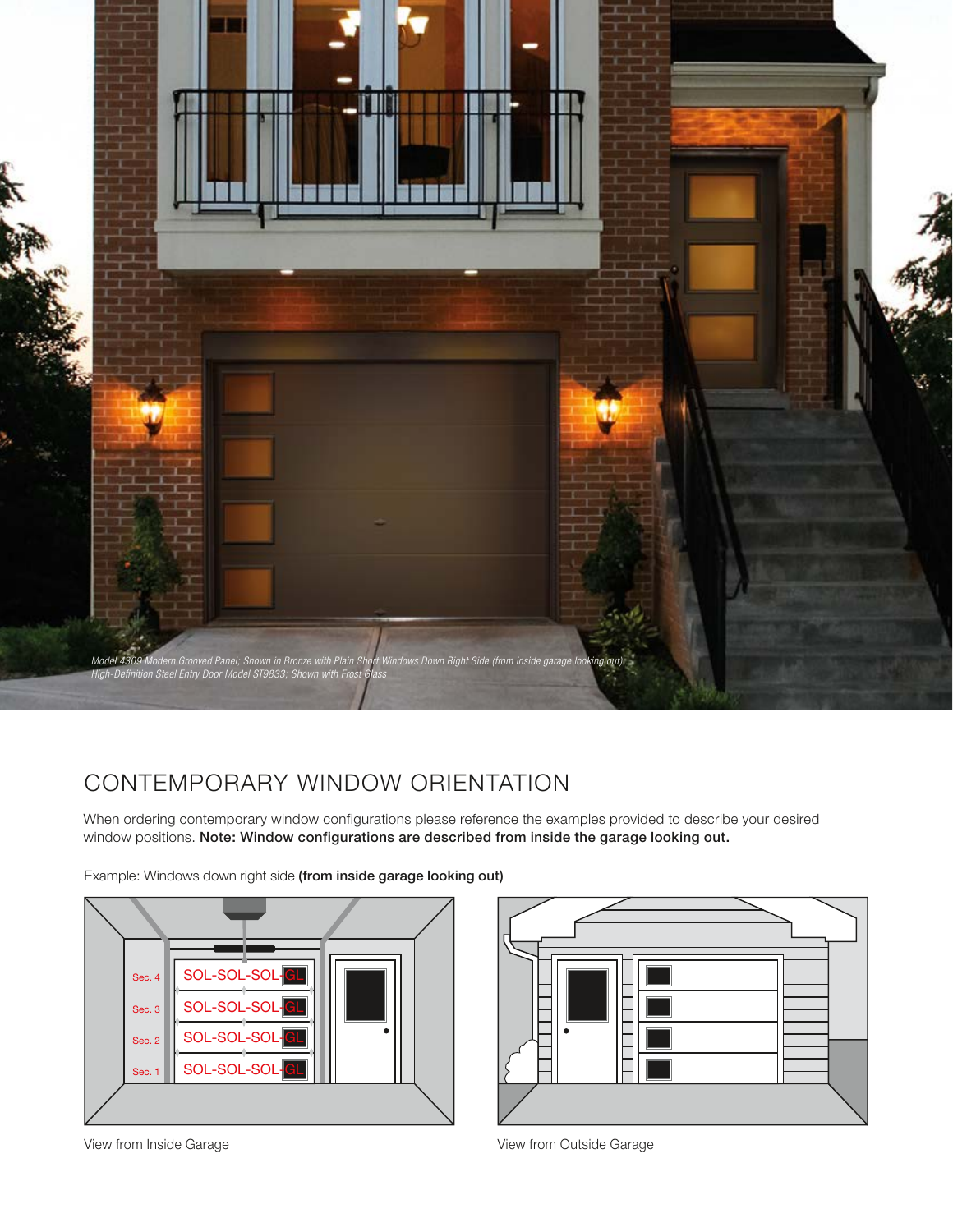*Model 4309 Modern Grooved Panel; Shown in Bronze with Plain Short Windows Down Right Side (from inside garage looking out)*
*High-Definition Steel Entry Door Model ST9833; Shown with Frost Glass*

# CONTEMPORARY WINDOW ORIENTATION

When ordering contemporary window configurations please reference the examples provided to describe your desired window positions. **Note: Window configurations are described from inside the garage looking out.**

Example: Windows down right side **(from inside garage looking out)**

Sec. 4 SOL-SOL-SOL-GL
Sec. 3 SOL-SOL-SOL-GL
Sec. 2 SOL-SOL-SOL-GL
Sec. 1 SOL-SOL-SOL-GL

View from Inside Garage

View from Outside Garage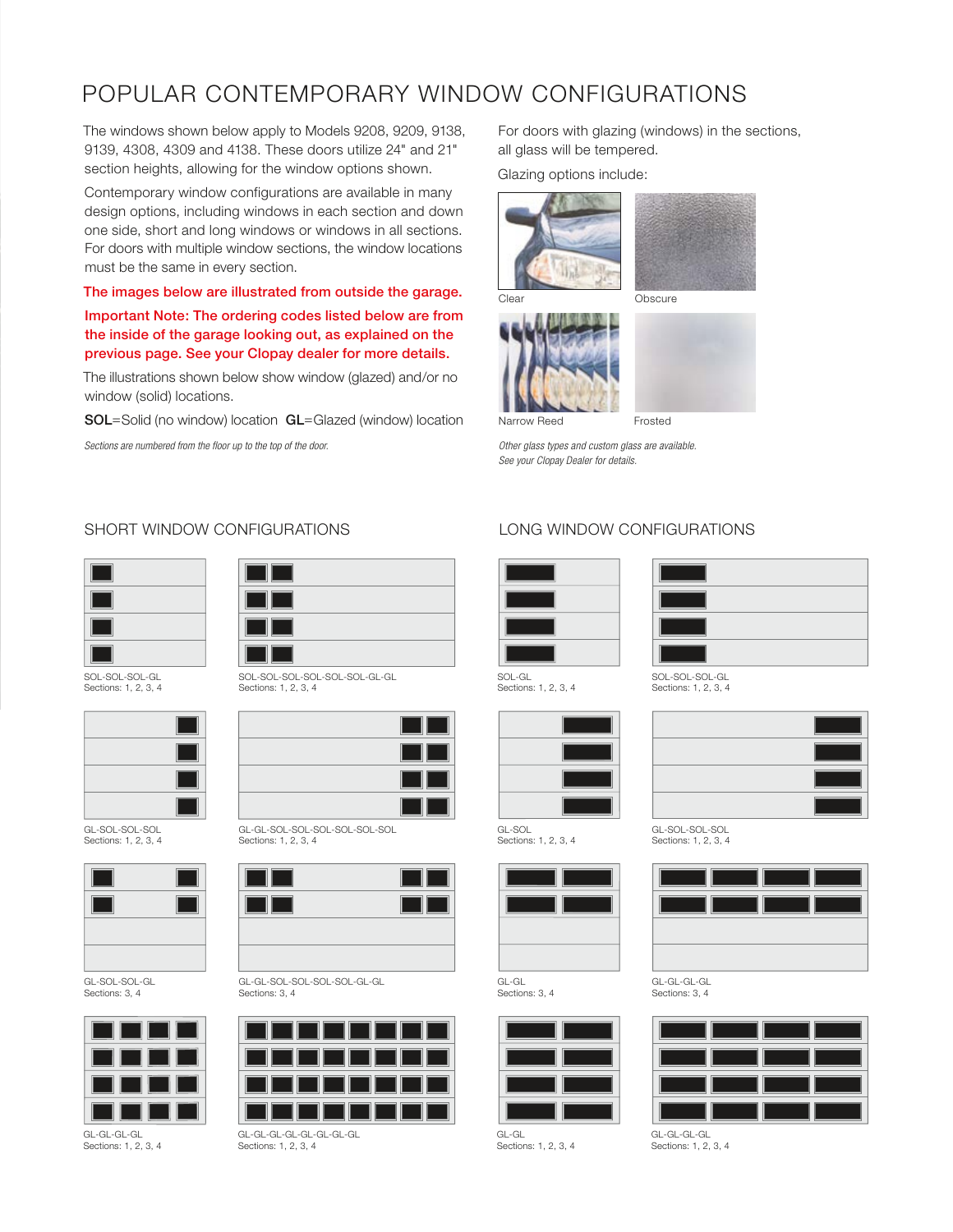# POPULAR CONTEMPORARY WINDOW CONFIGURATIONS

The windows shown below apply to Models 9208, 9209, 9138, 9139, 4308, 4309 and 4138. These doors utilize 24" and 21" section heights, allowing for the window options shown.

Contemporary window configurations are available in many design options, including windows in each section and down one side, short and long windows or windows in all sections. For doors with multiple window sections, the window locations must be the same in every section.

**The images below are illustrated from outside the garage.**

**Important Note: The ordering codes listed below are from the inside of the garage looking out, as explained on the previous page. See your Clopay dealer for more details.**

The illustrations shown below show window (glazed) and/or no window (solid) locations.

**SOL**=Solid (no window) location **GL**=Glazed (window) location

*Sections are numbered from the floor up to the top of the door.*

For doors with glazing (windows) in the sections, all glass will be tempered.

Glazing options include:

Clear

Obscure

Narrow Reed

Frosted

*Other glass types and custom glass are available. See your Clopay Dealer for details.*

## SHORT WINDOW CONFIGURATIONS

SOL-SOL-SOL-GL
Sections: 1, 2, 3, 4

SOL-SOL-SOL-SOL-SOL-SOL-GL-GL
Sections: 1, 2, 3, 4

GL-SOL-SOL-SOL
Sections: 1, 2, 3, 4

GL-GL-SOL-SOL-SOL-SOL-SOL-SOL
Sections: 1, 2, 3, 4

GL-SOL-SOL-GL
Sections: 3, 4

GL-GL-SOL-SOL-SOL-SOL-GL-GL
Sections: 3, 4

GL-GL-GL-GL
Sections: 1, 2, 3, 4

GL-GL-GL-GL-GL-GL-GL-GL
Sections: 1, 2, 3, 4

## LONG WINDOW CONFIGURATIONS

SOL-GL
Sections: 1, 2, 3, 4

SOL-SOL-SOL-GL
Sections: 1, 2, 3, 4

GL-SOL
Sections: 1, 2, 3, 4

GL-SOL-SOL-SOL
Sections: 1, 2, 3, 4

GL-GL
Sections: 3, 4

GL-GL-GL-GL
Sections: 3, 4

GL-GL
Sections: 1, 2, 3, 4

GL-GL-GL-GL
Sections: 1, 2, 3, 4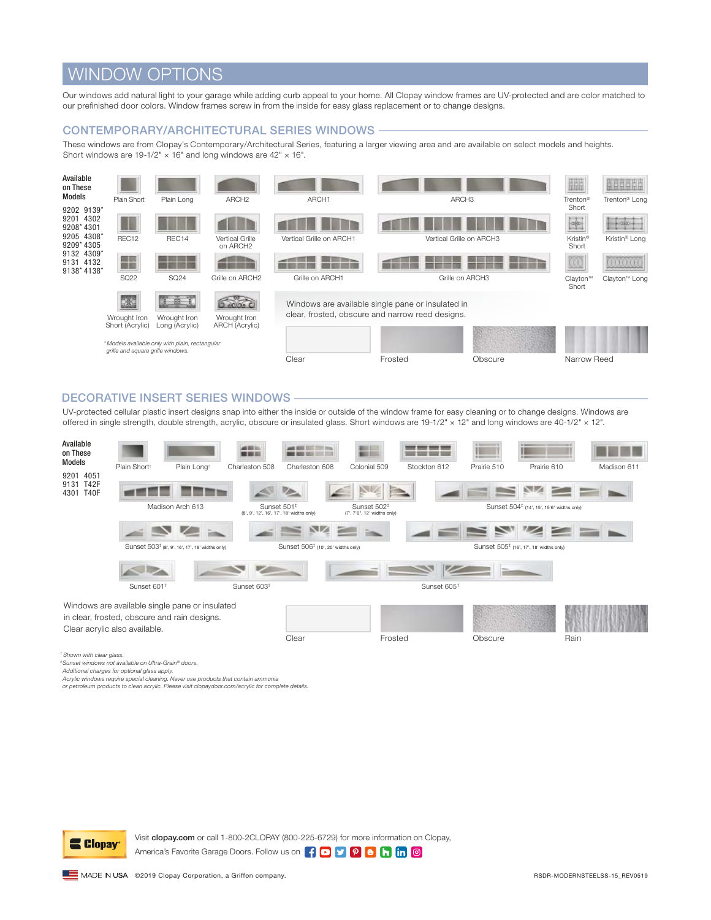# WINDOW OPTIONS

Our windows add natural light to your garage while adding curb appeal to your home. All Clopay window frames are UV-protected and are color matched to our prefinished door colors. Window frames screw in from the inside for easy glass replacement or to change designs.

## CONTEMPORARY/ARCHITECTURAL SERIES WINDOWS

These windows are from Clopay's Contemporary/Architectural Series, featuring a larger viewing area and are available on select models and heights. Short windows are 19-1/2" × 16" and long windows are 42" × 16".

**Available on These Models**

9202 9139*
9201 4302
9208* 4301
9205 4308*
9209* 4305
9132 4309*
9131 4132
9138* 4138*

Plain Short
Plain Long
ARCH2
ARCH1
ARCH3
Trenton® Short
Trenton® Long
REC12
REC14
Vertical Grille on ARCH2
Vertical Grille on ARCH1
Vertical Grille on ARCH3
Kristin® Short
Kristin® Long
SQ22
SQ24
Grille on ARCH2
Grille on ARCH1
Grille on ARCH3
Clayton™ Short
Clayton™ Long
Wrought Iron Short (Acrylic)
Wrought Iron Long (Acrylic)
Wrought Iron ARCH (Acrylic)

*Models available only with plain, rectangular grille and square grille windows.*

Windows are available single pane or insulated in clear, frosted, obscure and narrow reed designs.

Clear
Frosted
Obscure
Narrow Reed

## DECORATIVE INSERT SERIES WINDOWS

UV-protected cellular plastic insert designs snap into either the inside or outside of the window frame for easy cleaning or to change designs. Windows are offered in single strength, double strength, acrylic, obscure or insulated glass. Short windows are 19-1/2" × 12" and long windows are 40-1/2" × 12".

**Available on These Models**

9201 4051
9131 T42F
4301 T40F

Plain Short†
Plain Long†
Charleston 508
Charleston 608
Colonial 509
Stockton 612
Prairie 510
Prairie 610
Madison 611
Madison Arch 613
Sunset 501‡ (8', 9', 12', 16', 17', 18' widths only)
Sunset 502‡ (7', 7'6", 12' widths only)
Sunset 504‡ (14', 15', 15'6" widths only)
Sunset 503‡ (8', 9', 16', 17', 18' widths only)
Sunset 506‡ (10', 20' widths only)
Sunset 505‡ (16', 17', 18' widths only)
Sunset 601‡
Sunset 603‡
Sunset 605‡

Windows are available single pane or insulated in clear, frosted, obscure and rain designs. Clear acrylic also available.

Clear
Frosted
Obscure
Rain

*† Shown with clear glass.*
*‡ Sunset windows not available on Ultra-Grain® doors.*
*Additional charges for optional glass apply.*
*Acrylic windows require special cleaning. Never use products that contain ammonia or petroleum products to clean acrylic. Please visit clopaydoor.com/acrylic for complete details.*

Clopay®

Visit **clopay.com** or call 1-800-2CLOPAY (800-225-6729) for more information on Clopay, America's Favorite Garage Doors. Follow us on

MADE IN USA ©2019 Clopay Corporation, a Griffon company.

RSDR-MODERNSTEELSS-15_REV0519